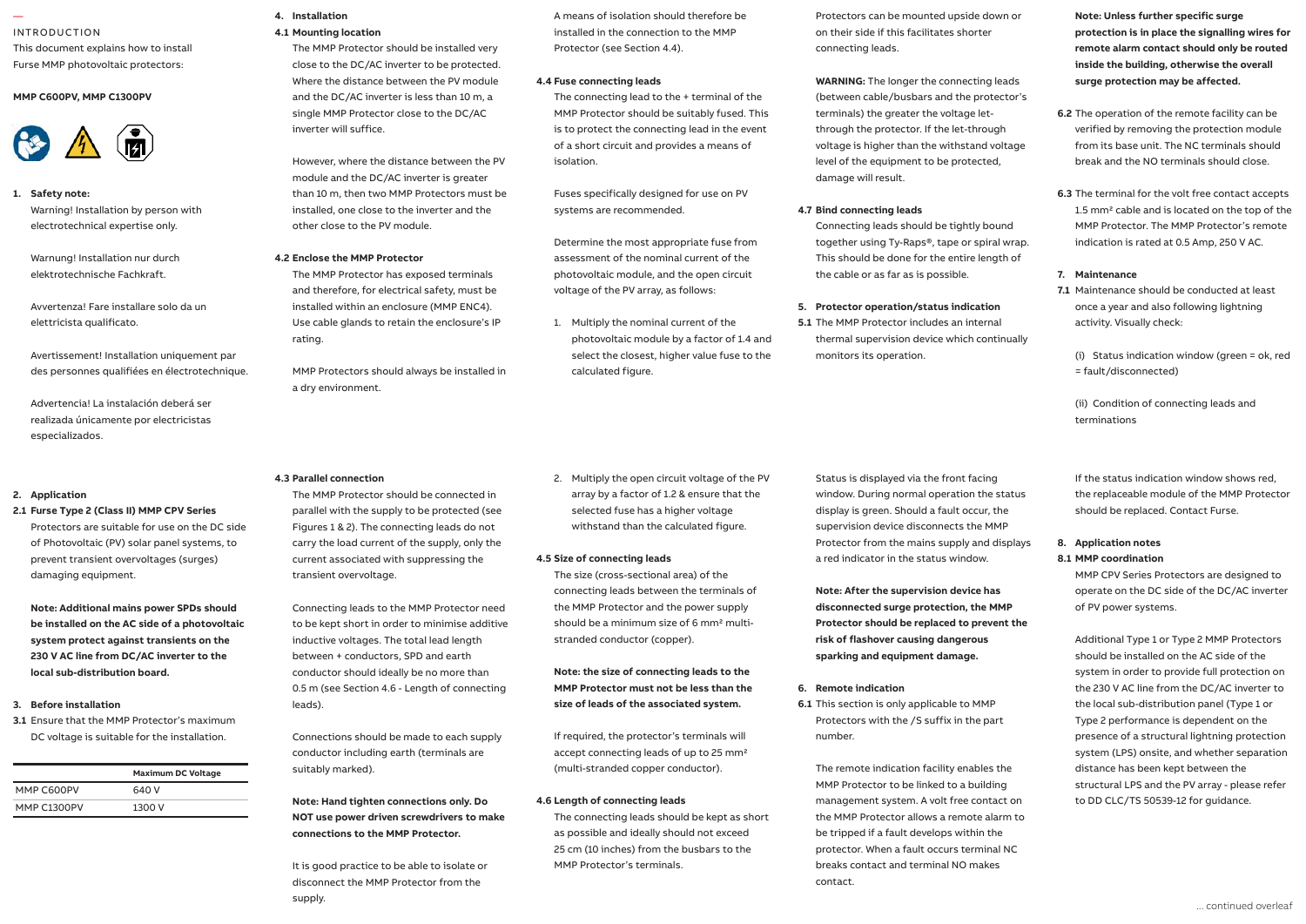INTRODUCTION

This document explains how to install Furse MMP photovoltaic protectors:

**MMP C600PV, MMP C1300PV**

## 1. Safety note:

Warning! Installation by person with electrotechnical expertise only.

Warnung! Installation nur durch elektrotechnische Fachkraft.

Avvertenza! Fare installare solo da un elettricista qualificato.

Avertissement! Installation uniquement par des personnes qualifiées en électrotechnique.

Advertencia! La instalación deberá ser realizada únicamente por electricistas especializados.

## 2. Application

**2.1 Furse Type 2 (Class II) MMP CPV Series**

Protectors are suitable for use on the DC side of Photovoltaic (PV) solar panel systems, to prevent transient overvoltages (surges) damaging equipment.

**Note: Additional mains power SPDs should be installed on the AC side of a photovoltaic system protect against transients on the 230 V AC line from DC/AC inverter to the local sub-distribution board.**

## 3. Before installation

**3.1** Ensure that the MMP Protector's maximum DC voltage is suitable for the installation.

| | Maximum DC Voltage |
|---|---|
| MMP C600PV | 640 V |
| MMP C1300PV | 1300 V |

## 4. Installation

**4.1 Mounting location**

The MMP Protector should be installed very close to the DC/AC inverter to be protected. Where the distance between the PV module and the DC/AC inverter is less than 10 m, a single MMP Protector close to the DC/AC inverter will suffice.

However, where the distance between the PV module and the DC/AC inverter is greater than 10 m, then two MMP Protectors must be installed, one close to the inverter and the other close to the PV module.

**4.2 Enclose the MMP Protector**

The MMP Protector has exposed terminals and therefore, for electrical safety, must be installed within an enclosure (MMP ENC4). Use cable glands to retain the enclosure's IP rating.

MMP Protectors should always be installed in a dry environment.

**4.3 Parallel connection**

The MMP Protector should be connected in parallel with the supply to be protected (see Figures 1 & 2). The connecting leads do not carry the load current of the supply, only the current associated with suppressing the transient overvoltage.

Connecting leads to the MMP Protector need to be kept short in order to minimise additive inductive voltages. The total lead length between + conductors, SPD and earth conductor should ideally be no more than 0.5 m (see Section 4.6 - Length of connecting leads).

Connections should be made to each supply conductor including earth (terminals are suitably marked).

**Note: Hand tighten connections only. Do NOT use power driven screwdrivers to make connections to the MMP Protector.**

It is good practice to be able to isolate or disconnect the MMP Protector from the supply.

A means of isolation should therefore be installed in the connection to the MMP Protector (see Section 4.4).

**4.4 Fuse connecting leads**

The connecting lead to the + terminal of the MMP Protector should be suitably fused. This is to protect the connecting lead in the event of a short circuit and provides a means of isolation.

Fuses specifically designed for use on PV systems are recommended.

Determine the most appropriate fuse from assessment of the nominal current of the photovoltaic module, and the open circuit voltage of the PV array, as follows:

1. Multiply the nominal current of the photovoltaic module by a factor of 1.4 and select the closest, higher value fuse to the calculated figure.
2. Multiply the open circuit voltage of the PV array by a factor of 1.2 & ensure that the selected fuse has a higher voltage withstand than the calculated figure.

**4.5 Size of connecting leads**

The size (cross-sectional area) of the connecting leads between the terminals of the MMP Protector and the power supply should be a minimum size of 6 mm² multi-stranded conductor (copper).

**Note: the size of connecting leads to the MMP Protector must not be less than the size of leads of the associated system.**

If required, the protector's terminals will accept connecting leads of up to 25 mm² (multi-stranded copper conductor).

**4.6 Length of connecting leads**

The connecting leads should be kept as short as possible and ideally should not exceed 25 cm (10 inches) from the busbars to the MMP Protector's terminals.

Protectors can be mounted upside down or on their side if this facilitates shorter connecting leads.

**WARNING:** The longer the connecting leads (between cable/busbars and the protector's terminals) the greater the voltage let-through the protector. If the let-through voltage is higher than the withstand voltage level of the equipment to be protected, damage will result.

**4.7 Bind connecting leads**

Connecting leads should be tightly bound together using Ty-Raps®, tape or spiral wrap. This should be done for the entire length of the cable or as far as is possible.

## 5. Protector operation/status indication

**5.1** The MMP Protector includes an internal thermal supervision device which continually monitors its operation.

Status is displayed via the front facing window. During normal operation the status display is green. Should a fault occur, the supervision device disconnects the MMP Protector from the mains supply and displays a red indicator in the status window.

**Note: After the supervision device has disconnected surge protection, the MMP Protector should be replaced to prevent the risk of flashover causing dangerous sparking and equipment damage.**

## 6. Remote indication

**6.1** This section is only applicable to MMP Protectors with the /S suffix in the part number.

The remote indication facility enables the MMP Protector to be linked to a building management system. A volt free contact on the MMP Protector allows a remote alarm to be tripped if a fault develops within the protector. When a fault occurs terminal NC breaks contact and terminal NO makes contact.

**Note: Unless further specific surge protection is in place the signalling wires for remote alarm contact should only be routed inside the building, otherwise the overall surge protection may be affected.**

**6.2** The operation of the remote facility can be verified by removing the protection module from its base unit. The NC terminals should break and the NO terminals should close.

**6.3** The terminal for the volt free contact accepts 1.5 mm² cable and is located on the top of the MMP Protector. The MMP Protector's remote indication is rated at 0.5 Amp, 250 V AC.

## 7. Maintenance

**7.1** Maintenance should be conducted at least once a year and also following lightning activity. Visually check:

(i) Status indication window (green = ok, red = fault/disconnected)

(ii) Condition of connecting leads and terminations

If the status indication window shows red, the replaceable module of the MMP Protector should be replaced. Contact Furse.

## 8. Application notes

**8.1 MMP coordination**

MMP CPV Series Protectors are designed to operate on the DC side of the DC/AC inverter of PV power systems.

Additional Type 1 or Type 2 MMP Protectors should be installed on the AC side of the system in order to provide full protection on the 230 V AC line from the DC/AC inverter to the local sub-distribution panel (Type 1 or Type 2 performance is dependent on the presence of a structural lightning protection system (LPS) onsite, and whether separation distance has been kept between the structural LPS and the PV array - please refer to DD CLC/TS 50539-12 for guidance.

... continued overleaf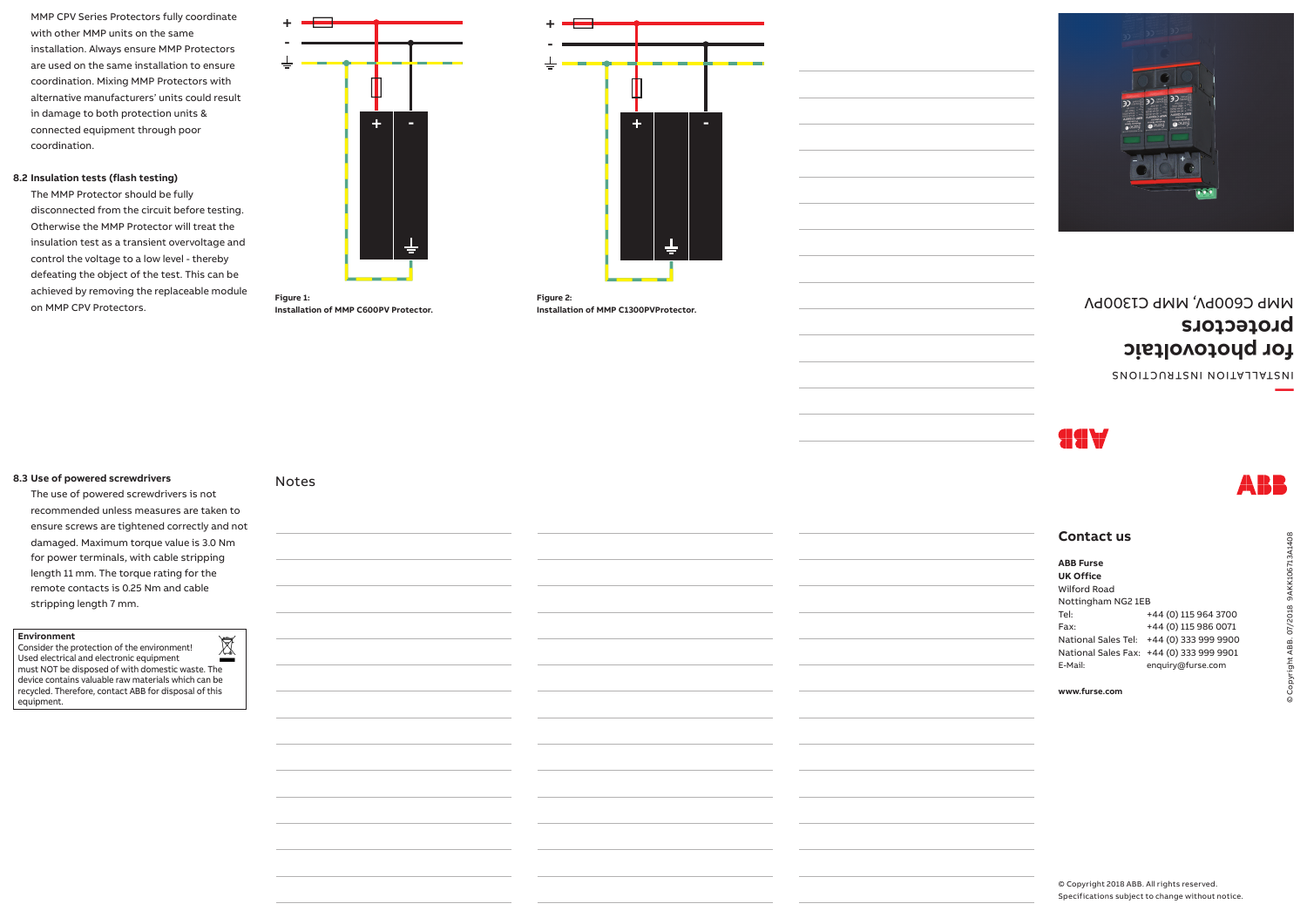MMP CPV Series Protectors fully coordinate with other MMP units on the same installation. Always ensure MMP Protectors are used on the same installation to ensure coordination. Mixing MMP Protectors with alternative manufacturers' units could result in damage to both protection units & connected equipment through poor coordination.

**8.2 Insulation tests (flash testing)**

The MMP Protector should be fully disconnected from the circuit before testing. Otherwise the MMP Protector will treat the insulation test as a transient overvoltage and control the voltage to a low level - thereby defeating the object of the test. This can be achieved by removing the replaceable module on MMP CPV Protectors.

**8.3 Use of powered screwdrivers**

The use of powered screwdrivers is not recommended unless measures are taken to ensure screws are tightened correctly and not damaged. Maximum torque value is 3.0 Nm for power terminals, with cable stripping length 11 mm. The torque rating for the remote contacts is 0.25 Nm and cable stripping length 7 mm.

**Environment**
Consider the protection of the environment!
Used electrical and electronic equipment must NOT be disposed of with domestic waste. The device contains valuable raw materials which can be recycled. Therefore, contact ABB for disposal of this equipment.

+
-
+
-

**Figure 1:**
**Installation of MMP C600PV Protector.**

+
-
+
-

**Figure 2:**
**Installation of MMP C1300PVProtector.**

Notes

INSTALLATION INSTRUCTIONS

# for photovoltaic protectors

MMP C600PV, MMP C1300PV

ABB

## Contact us

**ABB Furse**
**UK Office**
Wilford Road
Nottingham NG2 1EB

| | |
|---|---|
| Tel: | +44 (0) 115 964 3700 |
| Fax: | +44 (0) 115 986 0071 |
| National Sales Tel: | +44 (0) 333 999 9900 |
| National Sales Fax: | +44 (0) 333 999 9901 |
| E-Mail: | enquiry@furse.com |

**www.furse.com**

© Copyright ABB. 07/2018 9AKK106713A1408

© Copyright 2018 ABB. All rights reserved.
Specifications subject to change without notice.